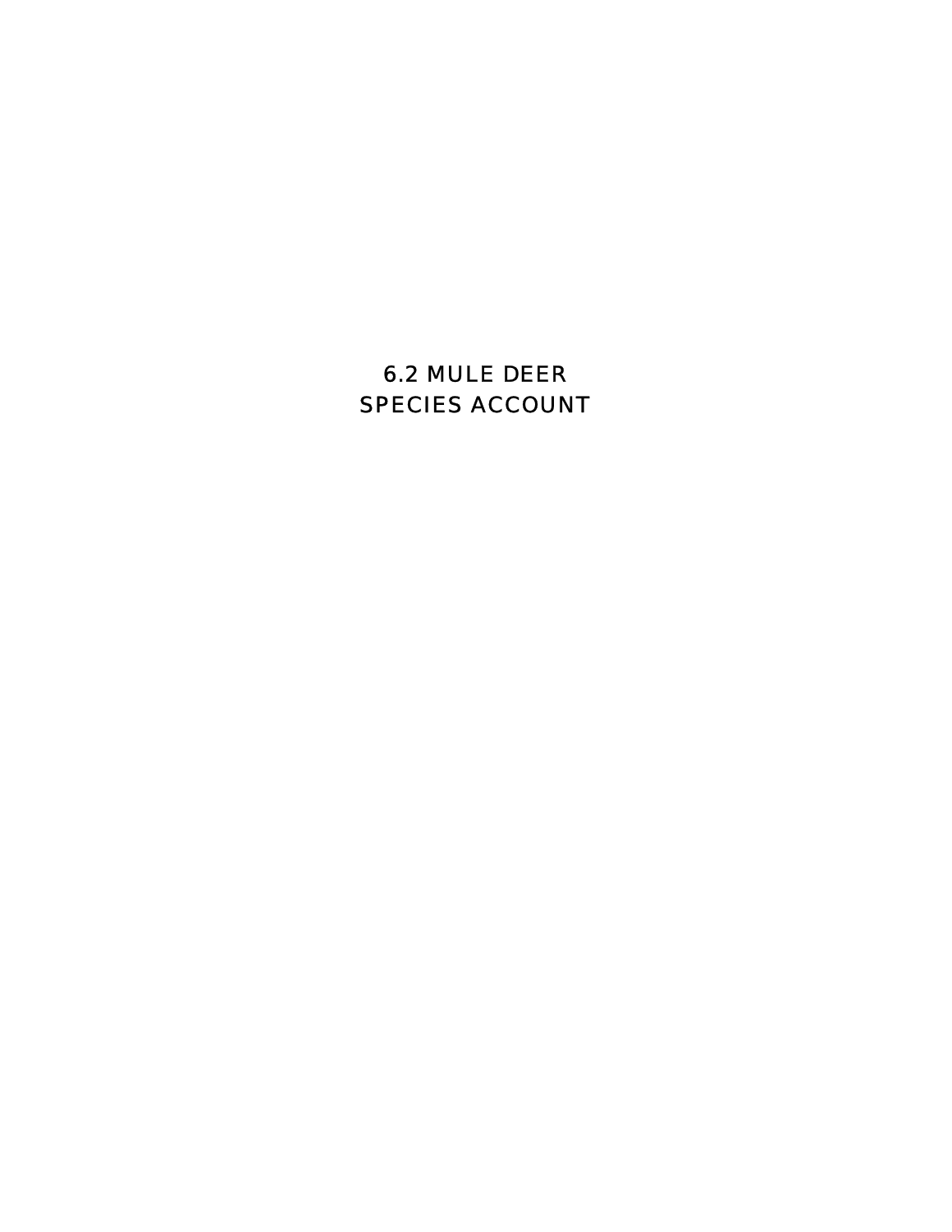# 6.2 MULE DEER SPECIES ACCOUNT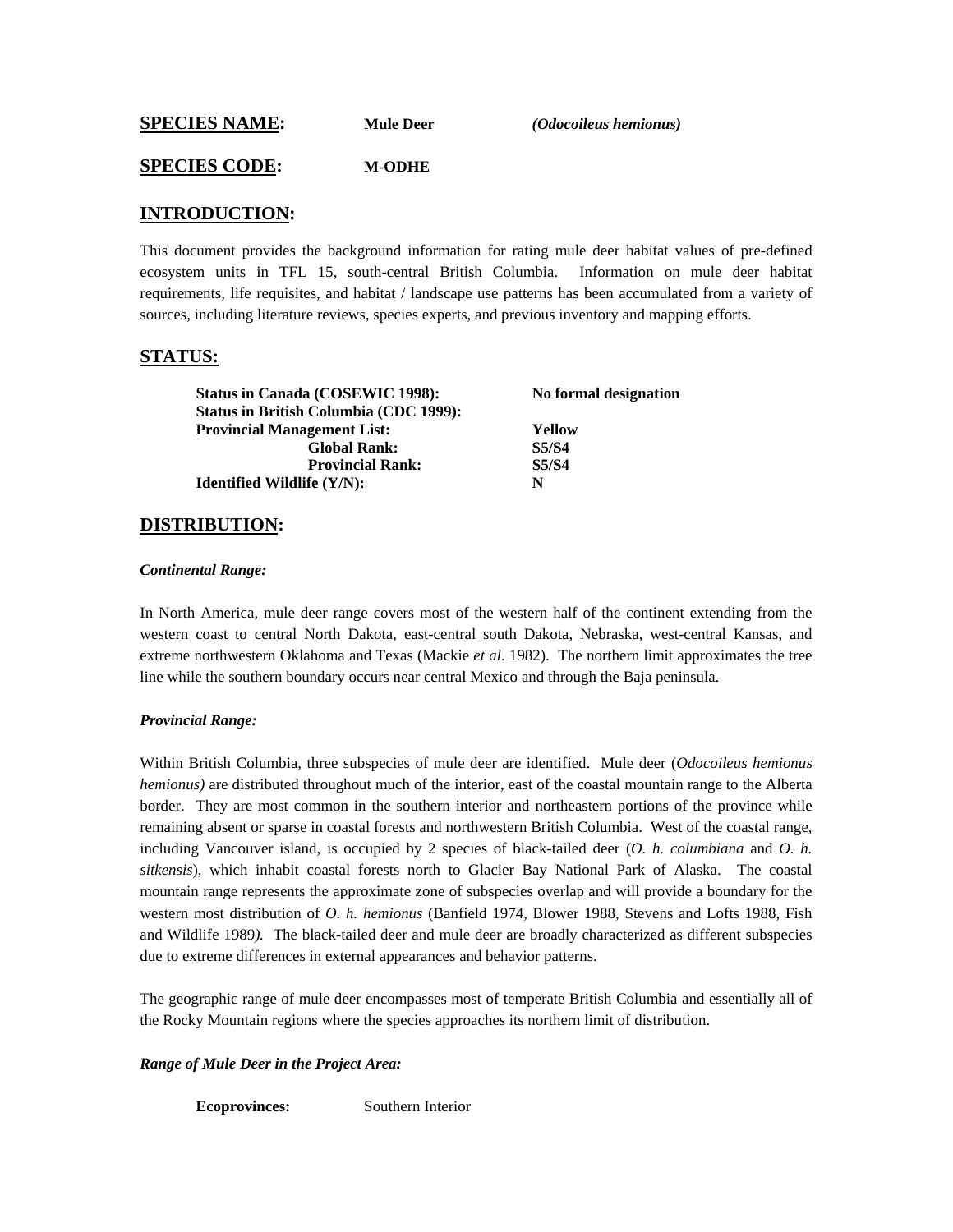**SPECIES NAME:** **Mule Deer** ***(Odocoileus hemionus)***

**SPECIES CODE:** **M-ODHE**

## INTRODUCTION:

This document provides the background information for rating mule deer habitat values of pre-defined ecosystem units in TFL 15, south-central British Columbia. Information on mule deer habitat requirements, life requisites, and habitat / landscape use patterns has been accumulated from a variety of sources, including literature reviews, species experts, and previous inventory and mapping efforts.

## STATUS:

| | |
|---|---|
| **Status in Canada (COSEWIC 1998):** | **No formal designation** |
| **Status in British Columbia (CDC 1999):** | |
| **Provincial Management List:** | **Yellow** |
| **Global Rank:** | **S5/S4** |
| **Provincial Rank:** | **S5/S4** |
| **Identified Wildlife (Y/N):** | **N** |

## DISTRIBUTION:

***Continental Range:***

In North America, mule deer range covers most of the western half of the continent extending from the western coast to central North Dakota, east-central south Dakota, Nebraska, west-central Kansas, and extreme northwestern Oklahoma and Texas (Mackie *et al*. 1982). The northern limit approximates the tree line while the southern boundary occurs near central Mexico and through the Baja peninsula.

***Provincial Range:***

Within British Columbia, three subspecies of mule deer are identified. Mule deer (*Odocoileus hemionus hemionus)* are distributed throughout much of the interior, east of the coastal mountain range to the Alberta border. They are most common in the southern interior and northeastern portions of the province while remaining absent or sparse in coastal forests and northwestern British Columbia. West of the coastal range, including Vancouver island, is occupied by 2 species of black-tailed deer (*O. h. columbiana* and *O. h. sitkensis*), which inhabit coastal forests north to Glacier Bay National Park of Alaska. The coastal mountain range represents the approximate zone of subspecies overlap and will provide a boundary for the western most distribution of *O. h. hemionus* (Banfield 1974, Blower 1988, Stevens and Lofts 1988, Fish and Wildlife 1989*).* The black-tailed deer and mule deer are broadly characterized as different subspecies due to extreme differences in external appearances and behavior patterns.

The geographic range of mule deer encompasses most of temperate British Columbia and essentially all of the Rocky Mountain regions where the species approaches its northern limit of distribution.

***Range of Mule Deer in the Project Area:***

**Ecoprovinces:** Southern Interior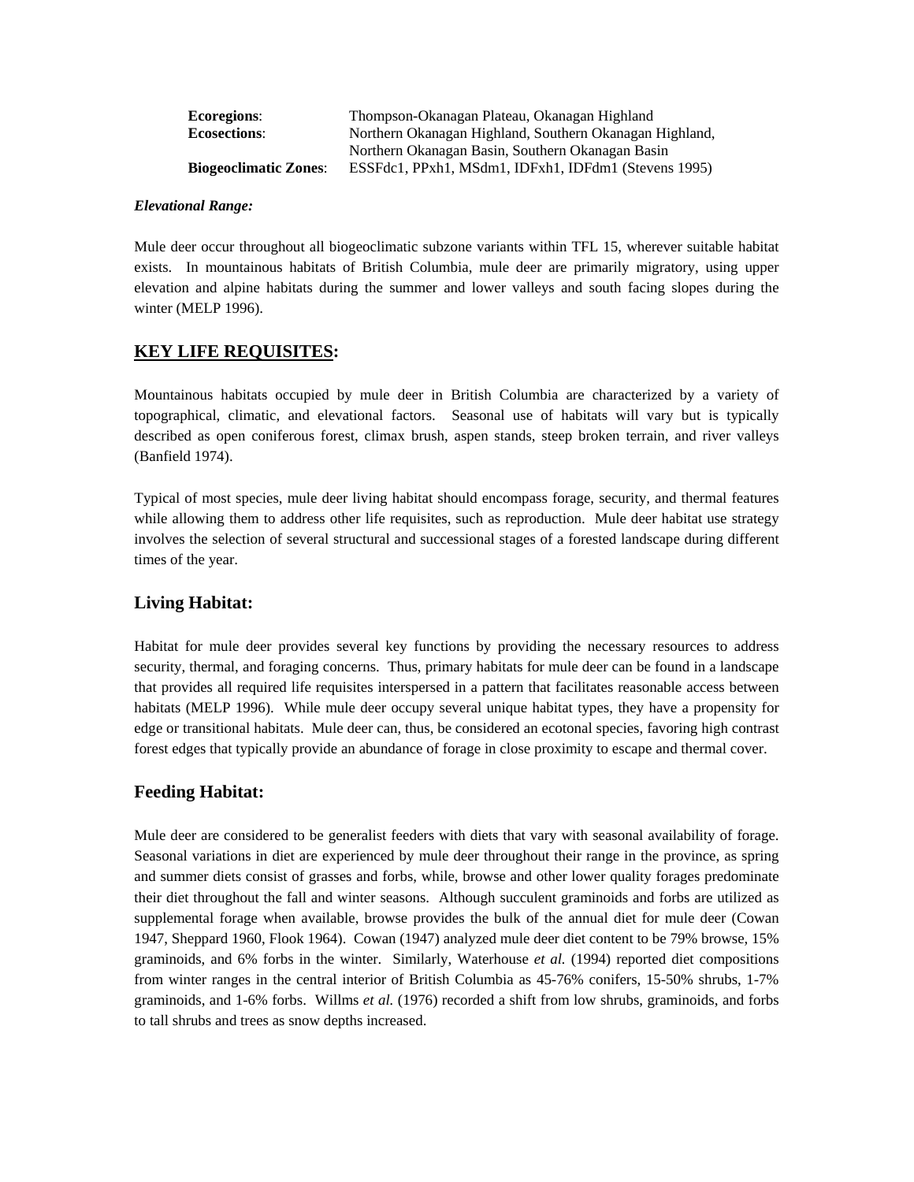**Ecoregions**: Thompson-Okanagan Plateau, Okanagan Highland
**Ecosections**: Northern Okanagan Highland, Southern Okanagan Highland, Northern Okanagan Basin, Southern Okanagan Basin
**Biogeoclimatic Zones**: ESSFdc1, PPxh1, MSdm1, IDFxh1, IDFdm1 (Stevens 1995)

***Elevational Range:***

Mule deer occur throughout all biogeoclimatic subzone variants within TFL 15, wherever suitable habitat exists. In mountainous habitats of British Columbia, mule deer are primarily migratory, using upper elevation and alpine habitats during the summer and lower valleys and south facing slopes during the winter (MELP 1996).

## KEY LIFE REQUISITES:

Mountainous habitats occupied by mule deer in British Columbia are characterized by a variety of topographical, climatic, and elevational factors. Seasonal use of habitats will vary but is typically described as open coniferous forest, climax brush, aspen stands, steep broken terrain, and river valleys (Banfield 1974).

Typical of most species, mule deer living habitat should encompass forage, security, and thermal features while allowing them to address other life requisites, such as reproduction. Mule deer habitat use strategy involves the selection of several structural and successional stages of a forested landscape during different times of the year.

### Living Habitat:

Habitat for mule deer provides several key functions by providing the necessary resources to address security, thermal, and foraging concerns. Thus, primary habitats for mule deer can be found in a landscape that provides all required life requisites interspersed in a pattern that facilitates reasonable access between habitats (MELP 1996). While mule deer occupy several unique habitat types, they have a propensity for edge or transitional habitats. Mule deer can, thus, be considered an ecotonal species, favoring high contrast forest edges that typically provide an abundance of forage in close proximity to escape and thermal cover.

### Feeding Habitat:

Mule deer are considered to be generalist feeders with diets that vary with seasonal availability of forage. Seasonal variations in diet are experienced by mule deer throughout their range in the province, as spring and summer diets consist of grasses and forbs, while, browse and other lower quality forages predominate their diet throughout the fall and winter seasons. Although succulent graminoids and forbs are utilized as supplemental forage when available, browse provides the bulk of the annual diet for mule deer (Cowan 1947, Sheppard 1960, Flook 1964). Cowan (1947) analyzed mule deer diet content to be 79% browse, 15% graminoids, and 6% forbs in the winter. Similarly, Waterhouse *et al.* (1994) reported diet compositions from winter ranges in the central interior of British Columbia as 45-76% conifers, 15-50% shrubs, 1-7% graminoids, and 1-6% forbs. Willms *et al.* (1976) recorded a shift from low shrubs, graminoids, and forbs to tall shrubs and trees as snow depths increased.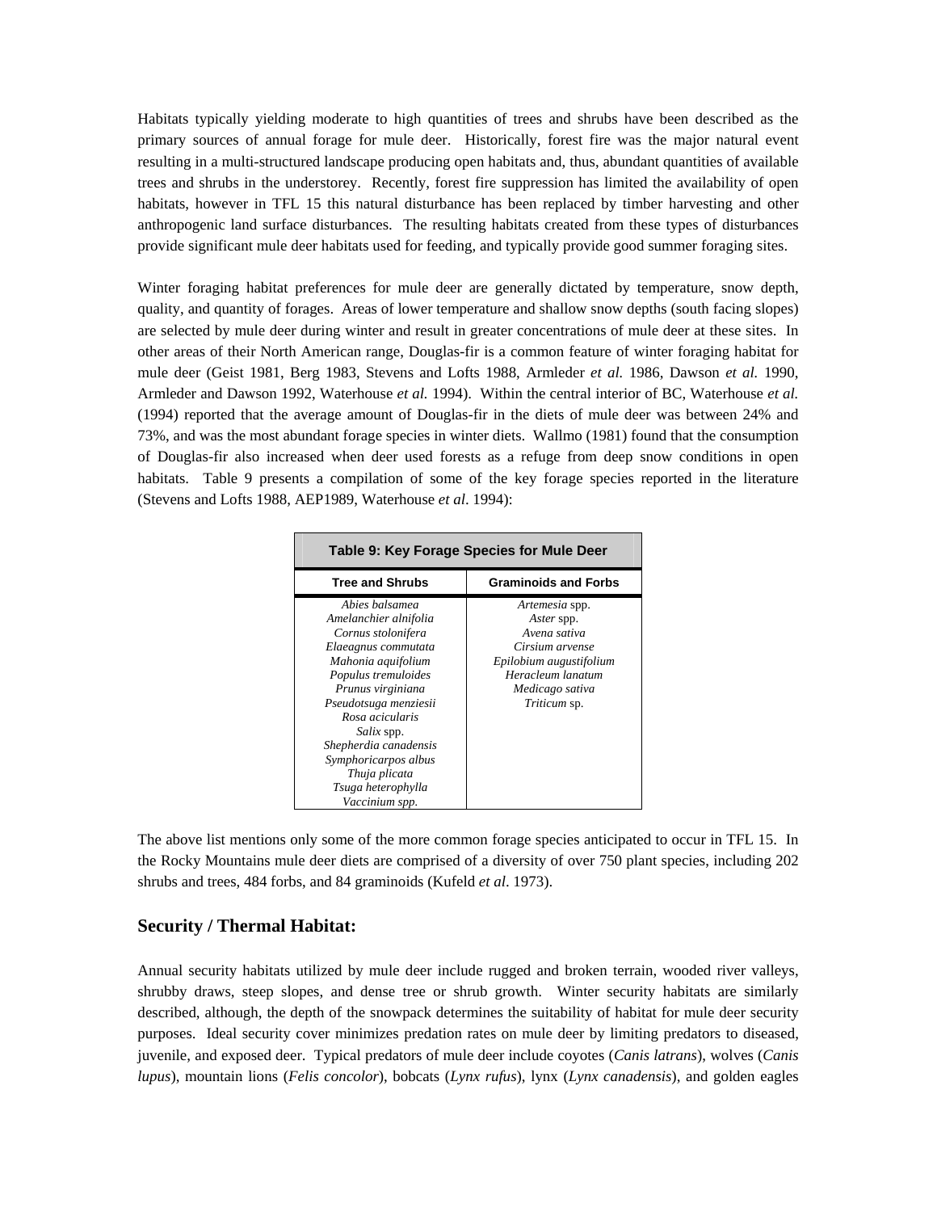Habitats typically yielding moderate to high quantities of trees and shrubs have been described as the primary sources of annual forage for mule deer. Historically, forest fire was the major natural event resulting in a multi-structured landscape producing open habitats and, thus, abundant quantities of available trees and shrubs in the understorey. Recently, forest fire suppression has limited the availability of open habitats, however in TFL 15 this natural disturbance has been replaced by timber harvesting and other anthropogenic land surface disturbances. The resulting habitats created from these types of disturbances provide significant mule deer habitats used for feeding, and typically provide good summer foraging sites.

Winter foraging habitat preferences for mule deer are generally dictated by temperature, snow depth, quality, and quantity of forages. Areas of lower temperature and shallow snow depths (south facing slopes) are selected by mule deer during winter and result in greater concentrations of mule deer at these sites. In other areas of their North American range, Douglas-fir is a common feature of winter foraging habitat for mule deer (Geist 1981, Berg 1983, Stevens and Lofts 1988, Armleder *et al.* 1986, Dawson *et al.* 1990, Armleder and Dawson 1992, Waterhouse *et al.* 1994). Within the central interior of BC, Waterhouse *et al.* (1994) reported that the average amount of Douglas-fir in the diets of mule deer was between 24% and 73%, and was the most abundant forage species in winter diets. Wallmo (1981) found that the consumption of Douglas-fir also increased when deer used forests as a refuge from deep snow conditions in open habitats. Table 9 presents a compilation of some of the key forage species reported in the literature (Stevens and Lofts 1988, AEP1989, Waterhouse *et al*. 1994):

**Table 9: Key Forage Species for Mule Deer**

| Tree and Shrubs | Graminoids and Forbs |
|---|---|
| *Abies balsamea* | *Artemesia* spp. |
| *Amelanchier alnifolia* | *Aster* spp. |
| *Cornus stolonifera* | *Avena sativa* |
| *Elaeagnus commutata* | *Cirsium arvense* |
| *Mahonia aquifolium* | *Epilobium augustifolium* |
| *Populus tremuloides* | *Heracleum lanatum* |
| *Prunus virginiana* | *Medicago sativa* |
| *Pseudotsuga menziesii* | *Triticum* sp. |
| *Rosa acicularis* | |
| *Salix* spp. | |
| *Shepherdia canadensis* | |
| *Symphoricarpos albus* | |
| *Thuja plicata* | |
| *Tsuga heterophylla* | |
| *Vaccinium spp.* | |

The above list mentions only some of the more common forage species anticipated to occur in TFL 15. In the Rocky Mountains mule deer diets are comprised of a diversity of over 750 plant species, including 202 shrubs and trees, 484 forbs, and 84 graminoids (Kufeld *et al*. 1973).

## Security / Thermal Habitat:

Annual security habitats utilized by mule deer include rugged and broken terrain, wooded river valleys, shrubby draws, steep slopes, and dense tree or shrub growth. Winter security habitats are similarly described, although, the depth of the snowpack determines the suitability of habitat for mule deer security purposes. Ideal security cover minimizes predation rates on mule deer by limiting predators to diseased, juvenile, and exposed deer. Typical predators of mule deer include coyotes (*Canis latrans*), wolves (*Canis lupus*), mountain lions (*Felis concolor*), bobcats (*Lynx rufus*), lynx (*Lynx canadensis*), and golden eagles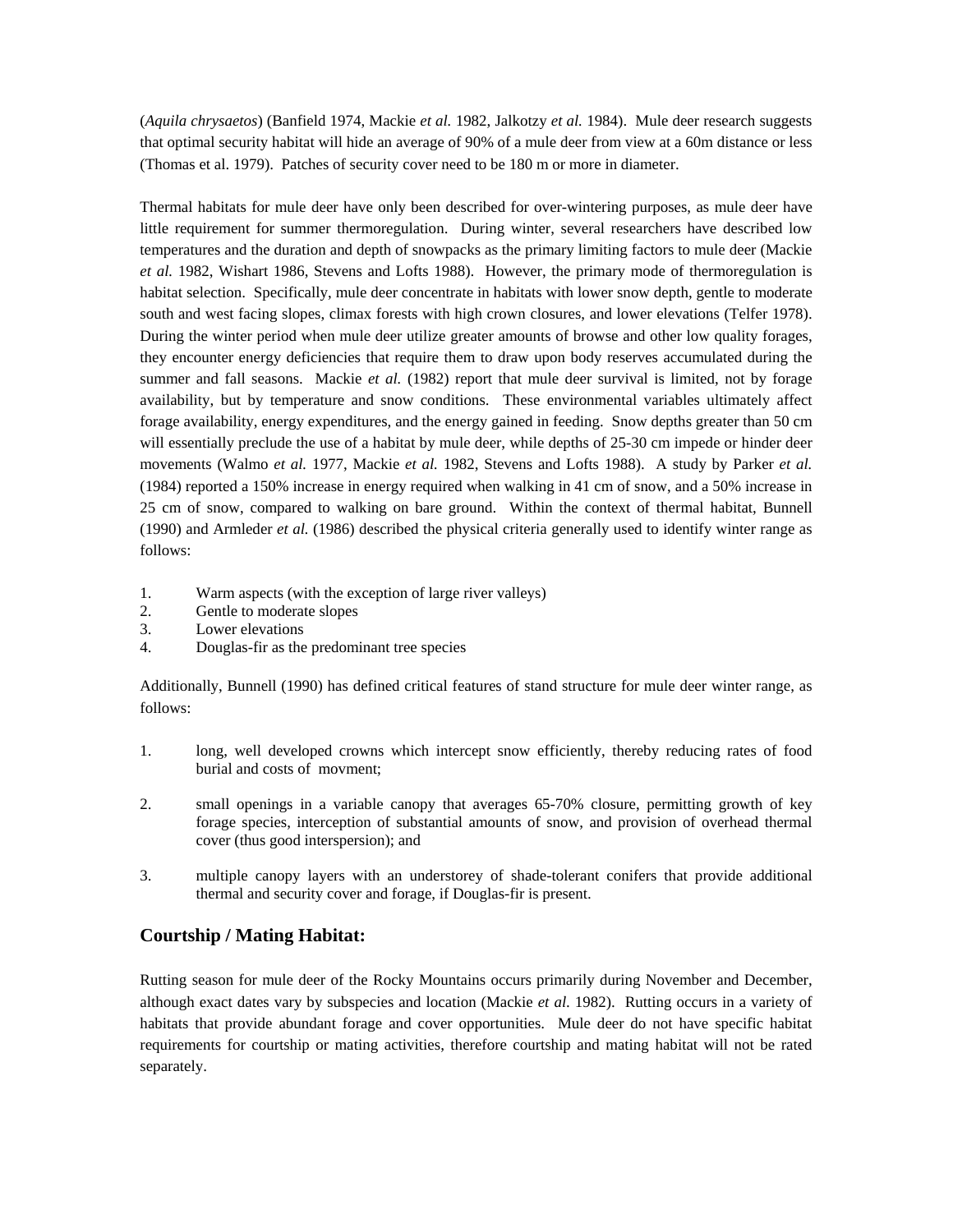(*Aquila chrysaetos*) (Banfield 1974, Mackie *et al.* 1982, Jalkotzy *et al.* 1984). Mule deer research suggests that optimal security habitat will hide an average of 90% of a mule deer from view at a 60m distance or less (Thomas et al. 1979). Patches of security cover need to be 180 m or more in diameter.

Thermal habitats for mule deer have only been described for over-wintering purposes, as mule deer have little requirement for summer thermoregulation. During winter, several researchers have described low temperatures and the duration and depth of snowpacks as the primary limiting factors to mule deer (Mackie *et al.* 1982, Wishart 1986, Stevens and Lofts 1988). However, the primary mode of thermoregulation is habitat selection. Specifically, mule deer concentrate in habitats with lower snow depth, gentle to moderate south and west facing slopes, climax forests with high crown closures, and lower elevations (Telfer 1978). During the winter period when mule deer utilize greater amounts of browse and other low quality forages, they encounter energy deficiencies that require them to draw upon body reserves accumulated during the summer and fall seasons. Mackie *et al.* (1982) report that mule deer survival is limited, not by forage availability, but by temperature and snow conditions. These environmental variables ultimately affect forage availability, energy expenditures, and the energy gained in feeding. Snow depths greater than 50 cm will essentially preclude the use of a habitat by mule deer, while depths of 25-30 cm impede or hinder deer movements (Walmo *et al.* 1977, Mackie *et al.* 1982, Stevens and Lofts 1988). A study by Parker *et al.* (1984) reported a 150% increase in energy required when walking in 41 cm of snow, and a 50% increase in 25 cm of snow, compared to walking on bare ground. Within the context of thermal habitat, Bunnell (1990) and Armleder *et al.* (1986) described the physical criteria generally used to identify winter range as follows:

1. Warm aspects (with the exception of large river valleys)
2. Gentle to moderate slopes
3. Lower elevations
4. Douglas-fir as the predominant tree species

Additionally, Bunnell (1990) has defined critical features of stand structure for mule deer winter range, as follows:

1. long, well developed crowns which intercept snow efficiently, thereby reducing rates of food burial and costs of movment;
2. small openings in a variable canopy that averages 65-70% closure, permitting growth of key forage species, interception of substantial amounts of snow, and provision of overhead thermal cover (thus good interspersion); and
3. multiple canopy layers with an understorey of shade-tolerant conifers that provide additional thermal and security cover and forage, if Douglas-fir is present.

## Courtship / Mating Habitat:

Rutting season for mule deer of the Rocky Mountains occurs primarily during November and December, although exact dates vary by subspecies and location (Mackie *et al.* 1982). Rutting occurs in a variety of habitats that provide abundant forage and cover opportunities. Mule deer do not have specific habitat requirements for courtship or mating activities, therefore courtship and mating habitat will not be rated separately.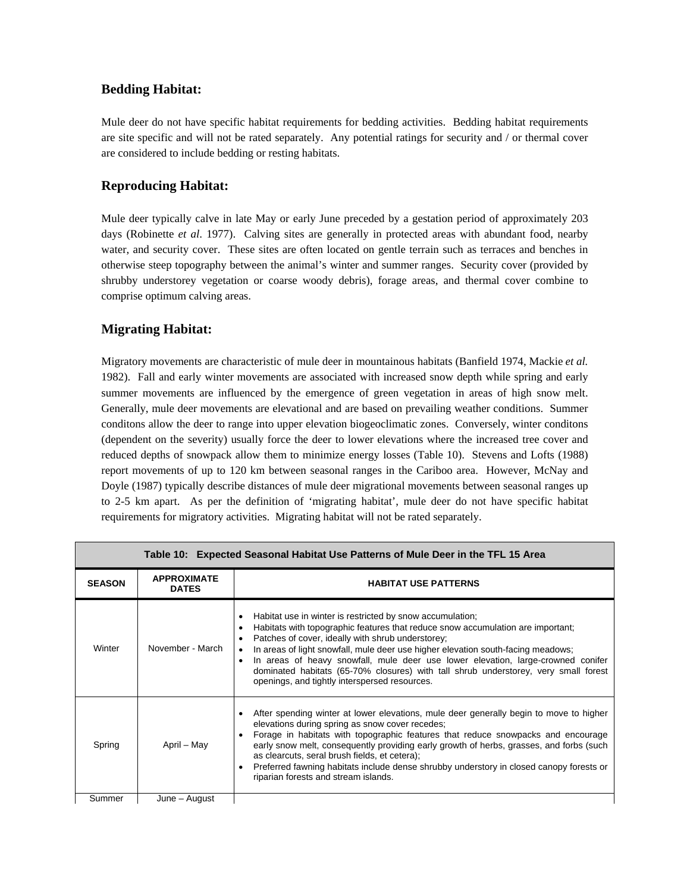## Bedding Habitat:

Mule deer do not have specific habitat requirements for bedding activities. Bedding habitat requirements are site specific and will not be rated separately. Any potential ratings for security and / or thermal cover are considered to include bedding or resting habitats.

## Reproducing Habitat:

Mule deer typically calve in late May or early June preceded by a gestation period of approximately 203 days (Robinette *et al*. 1977). Calving sites are generally in protected areas with abundant food, nearby water, and security cover. These sites are often located on gentle terrain such as terraces and benches in otherwise steep topography between the animal's winter and summer ranges. Security cover (provided by shrubby understorey vegetation or coarse woody debris), forage areas, and thermal cover combine to comprise optimum calving areas.

## Migrating Habitat:

Migratory movements are characteristic of mule deer in mountainous habitats (Banfield 1974, Mackie *et al.* 1982). Fall and early winter movements are associated with increased snow depth while spring and early summer movements are influenced by the emergence of green vegetation in areas of high snow melt. Generally, mule deer movements are elevational and are based on prevailing weather conditions. Summer conditons allow the deer to range into upper elevation biogeoclimatic zones. Conversely, winter conditons (dependent on the severity) usually force the deer to lower elevations where the increased tree cover and reduced depths of snowpack allow them to minimize energy losses (Table 10). Stevens and Lofts (1988) report movements of up to 120 km between seasonal ranges in the Cariboo area. However, McNay and Doyle (1987) typically describe distances of mule deer migrational movements between seasonal ranges up to 2-5 km apart. As per the definition of 'migrating habitat', mule deer do not have specific habitat requirements for migratory activities. Migrating habitat will not be rated separately.

**Table 10: Expected Seasonal Habitat Use Patterns of Mule Deer in the TFL 15 Area**

| SEASON | APPROXIMATE DATES | HABITAT USE PATTERNS |
|---|---|---|
| Winter | November - March | • Habitat use in winter is restricted by snow accumulation;<br>• Habitats with topographic features that reduce snow accumulation are important;<br>• Patches of cover, ideally with shrub understorey;<br>• In areas of light snowfall, mule deer use higher elevation south-facing meadows;<br>• In areas of heavy snowfall, mule deer use lower elevation, large-crowned conifer dominated habitats (65-70% closures) with tall shrub understorey, very small forest openings, and tightly interspersed resources. |
| Spring | April – May | • After spending winter at lower elevations, mule deer generally begin to move to higher elevations during spring as snow cover recedes;<br>• Forage in habitats with topographic features that reduce snowpacks and encourage early snow melt, consequently providing early growth of herbs, grasses, and forbs (such as clearcuts, seral brush fields, et cetera);<br>• Preferred fawning habitats include dense shrubby understory in closed canopy forests or riparian forests and stream islands. |
| Summer | June – August | |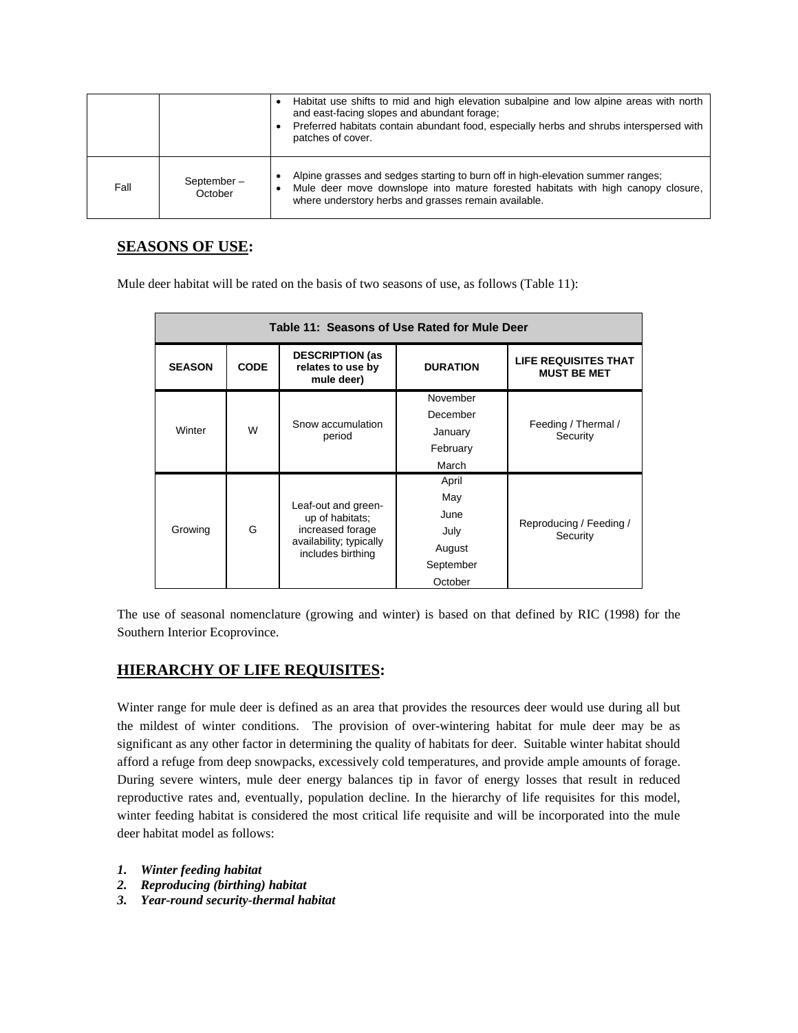| | | |
|---|---|---|
| | | • Habitat use shifts to mid and high elevation subalpine and low alpine areas with north and east-facing slopes and abundant forage;<br>• Preferred habitats contain abundant food, especially herbs and shrubs interspersed with patches of cover. |
| Fall | September – October | • Alpine grasses and sedges starting to burn off in high-elevation summer ranges;<br>• Mule deer move downslope into mature forested habitats with high canopy closure, where understory herbs and grasses remain available. |

## SEASONS OF USE:

Mule deer habitat will be rated on the basis of two seasons of use, as follows (Table 11):

**Table 11: Seasons of Use Rated for Mule Deer**

| SEASON | CODE | DESCRIPTION (as relates to use by mule deer) | DURATION | LIFE REQUISITES THAT MUST BE MET |
|---|---|---|---|---|
| Winter | W | Snow accumulation period | November<br>December<br>January<br>February<br>March | Feeding / Thermal / Security |
| Growing | G | Leaf-out and green-up of habitats; increased forage availability; typically includes birthing | April<br>May<br>June<br>July<br>August<br>September<br>October | Reproducing / Feeding / Security |

The use of seasonal nomenclature (growing and winter) is based on that defined by RIC (1998) for the Southern Interior Ecoprovince.

## HIERARCHY OF LIFE REQUISITES:

Winter range for mule deer is defined as an area that provides the resources deer would use during all but the mildest of winter conditions. The provision of over-wintering habitat for mule deer may be as significant as any other factor in determining the quality of habitats for deer. Suitable winter habitat should afford a refuge from deep snowpacks, excessively cold temperatures, and provide ample amounts of forage. During severe winters, mule deer energy balances tip in favor of energy losses that result in reduced reproductive rates and, eventually, population decline. In the hierarchy of life requisites for this model, winter feeding habitat is considered the most critical life requisite and will be incorporated into the mule deer habitat model as follows:

1. ***Winter feeding habitat***
2. ***Reproducing (birthing) habitat***
3. ***Year-round security-thermal habitat***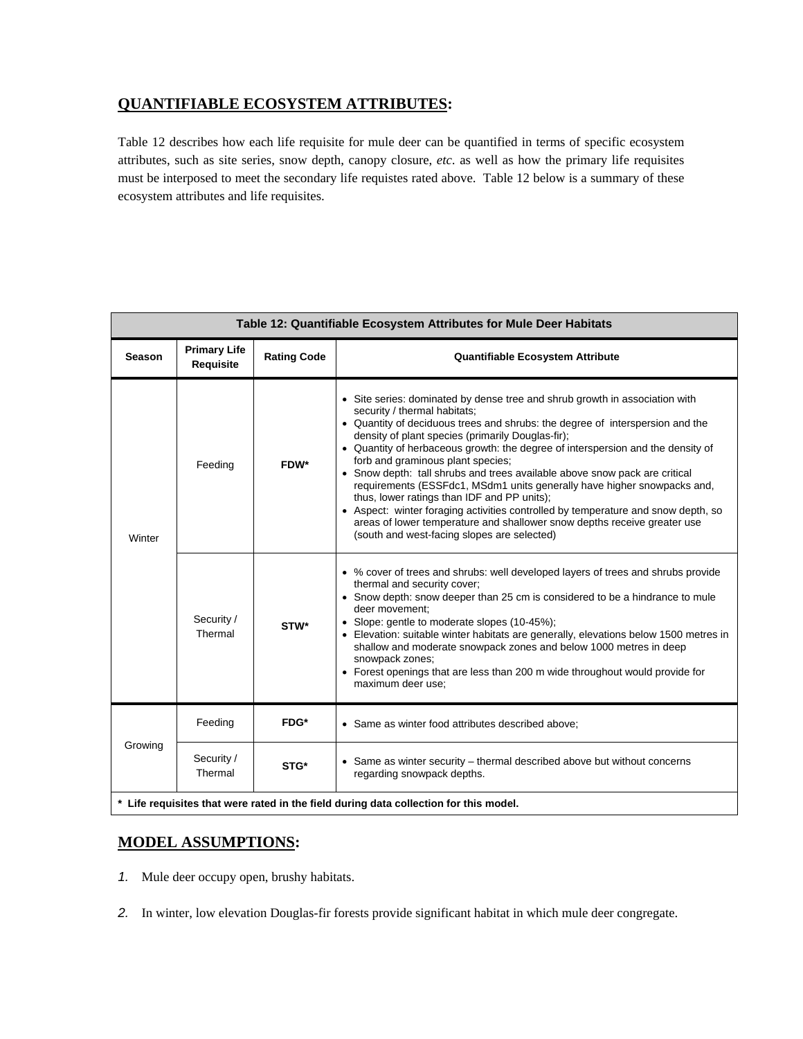## QUANTIFIABLE ECOSYSTEM ATTRIBUTES:

Table 12 describes how each life requisite for mule deer can be quantified in terms of specific ecosystem attributes, such as site series, snow depth, canopy closure, *etc.* as well as how the primary life requisites must be interposed to meet the secondary life requistes rated above. Table 12 below is a summary of these ecosystem attributes and life requisites.

**Table 12: Quantifiable Ecosystem Attributes for Mule Deer Habitats**

| Season | Primary Life Requisite | Rating Code | Quantifiable Ecosystem Attribute |
|---|---|---|---|
| Winter | Feeding | FDW* | • Site series: dominated by dense tree and shrub growth in association with security / thermal habitats;<br>• Quantity of deciduous trees and shrubs: the degree of interspersion and the density of plant species (primarily Douglas-fir);<br>• Quantity of herbaceous growth: the degree of interspersion and the density of forb and graminous plant species;<br>• Snow depth: tall shrubs and trees available above snow pack are critical requirements (ESSFdc1, MSdm1 units generally have higher snowpacks and, thus, lower ratings than IDF and PP units);<br>• Aspect: winter foraging activities controlled by temperature and snow depth, so areas of lower temperature and shallower snow depths receive greater use (south and west-facing slopes are selected) |
| | Security / Thermal | STW* | • % cover of trees and shrubs: well developed layers of trees and shrubs provide thermal and security cover;<br>• Snow depth: snow deeper than 25 cm is considered to be a hindrance to mule deer movement;<br>• Slope: gentle to moderate slopes (10-45%);<br>• Elevation: suitable winter habitats are generally, elevations below 1500 metres in shallow and moderate snowpack zones and below 1000 metres in deep snowpack zones;<br>• Forest openings that are less than 200 m wide throughout would provide for maximum deer use; |
| Growing | Feeding | FDG* | • Same as winter food attributes described above; |
| | Security / Thermal | STG* | • Same as winter security – thermal described above but without concerns regarding snowpack depths. |

**\* Life requisites that were rated in the field during data collection for this model.**

## MODEL ASSUMPTIONS:

1. Mule deer occupy open, brushy habitats.

2. In winter, low elevation Douglas-fir forests provide significant habitat in which mule deer congregate.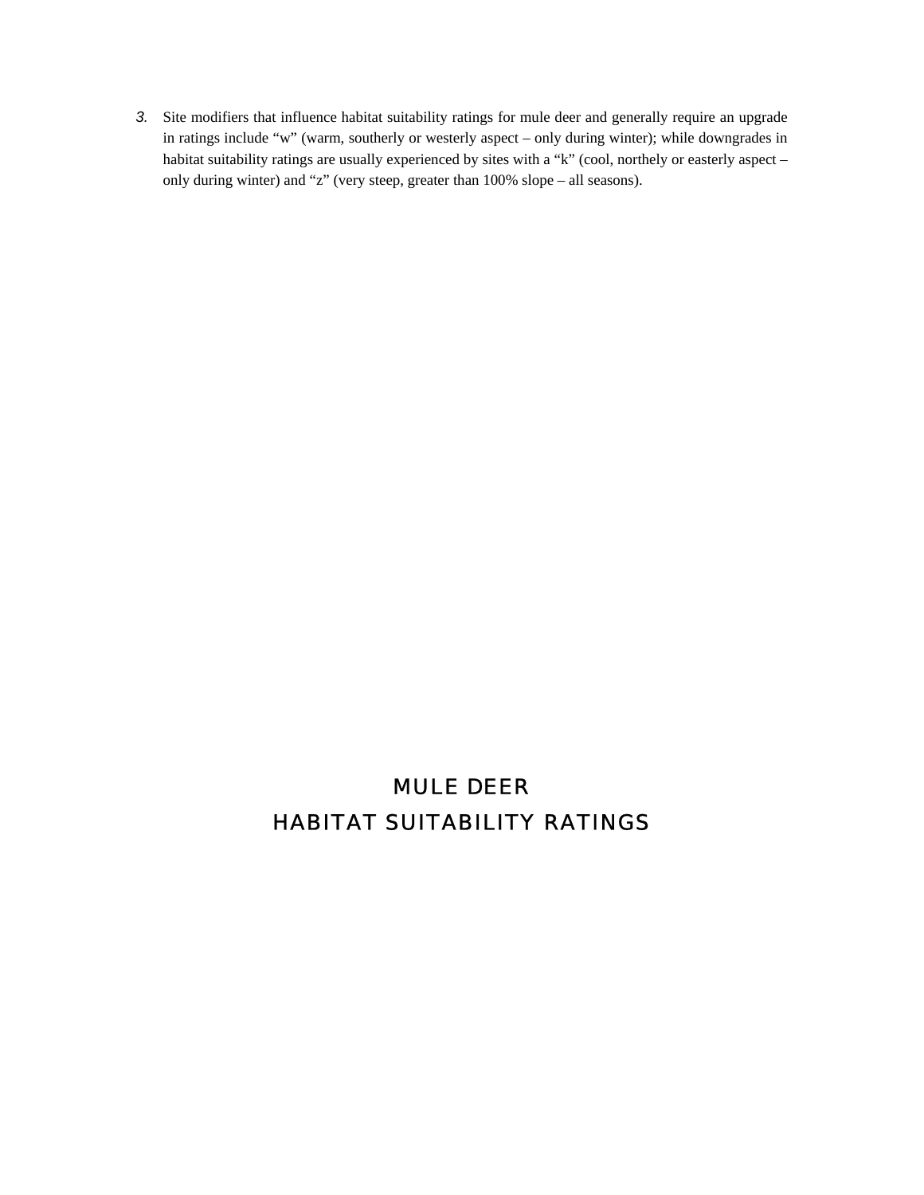3. Site modifiers that influence habitat suitability ratings for mule deer and generally require an upgrade in ratings include "w" (warm, southerly or westerly aspect – only during winter); while downgrades in habitat suitability ratings are usually experienced by sites with a "k" (cool, northely or easterly aspect – only during winter) and "z" (very steep, greater than 100% slope – all seasons).

# MULE DEER
# HABITAT SUITABILITY RATINGS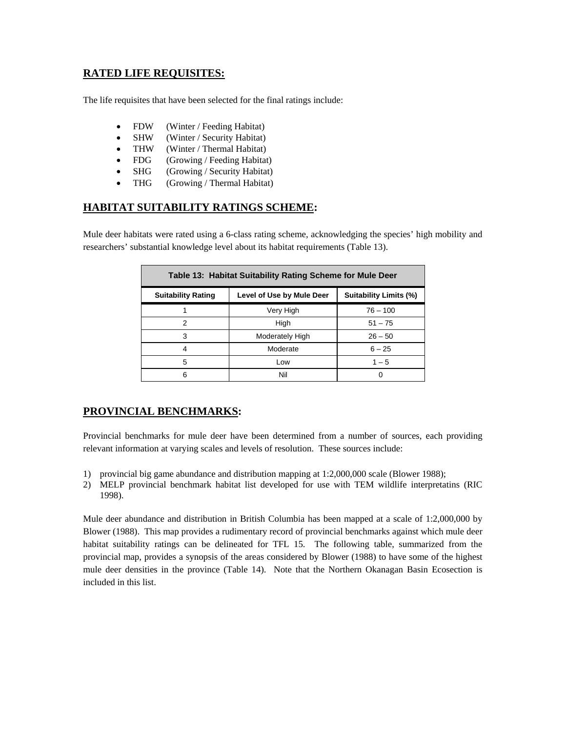## RATED LIFE REQUISITES:

The life requisites that have been selected for the final ratings include:

- FDW (Winter / Feeding Habitat)
- SHW (Winter / Security Habitat)
- THW (Winter / Thermal Habitat)
- FDG (Growing / Feeding Habitat)
- SHG (Growing / Security Habitat)
- THG (Growing / Thermal Habitat)

## HABITAT SUITABILITY RATINGS SCHEME:

Mule deer habitats were rated using a 6-class rating scheme, acknowledging the species' high mobility and researchers' substantial knowledge level about its habitat requirements (Table 13).

**Table 13: Habitat Suitability Rating Scheme for Mule Deer**

| Suitability Rating | Level of Use by Mule Deer | Suitability Limits (%) |
|---|---|---|
| 1 | Very High | 76 – 100 |
| 2 | High | 51 – 75 |
| 3 | Moderately High | 26 – 50 |
| 4 | Moderate | 6 – 25 |
| 5 | Low | 1 – 5 |
| 6 | Nil | 0 |

## PROVINCIAL BENCHMARKS:

Provincial benchmarks for mule deer have been determined from a number of sources, each providing relevant information at varying scales and levels of resolution. These sources include:

1) provincial big game abundance and distribution mapping at 1:2,000,000 scale (Blower 1988);
2) MELP provincial benchmark habitat list developed for use with TEM wildlife interpretatins (RIC 1998).

Mule deer abundance and distribution in British Columbia has been mapped at a scale of 1:2,000,000 by Blower (1988). This map provides a rudimentary record of provincial benchmarks against which mule deer habitat suitability ratings can be delineated for TFL 15. The following table, summarized from the provincial map, provides a synopsis of the areas considered by Blower (1988) to have some of the highest mule deer densities in the province (Table 14). Note that the Northern Okanagan Basin Ecosection is included in this list.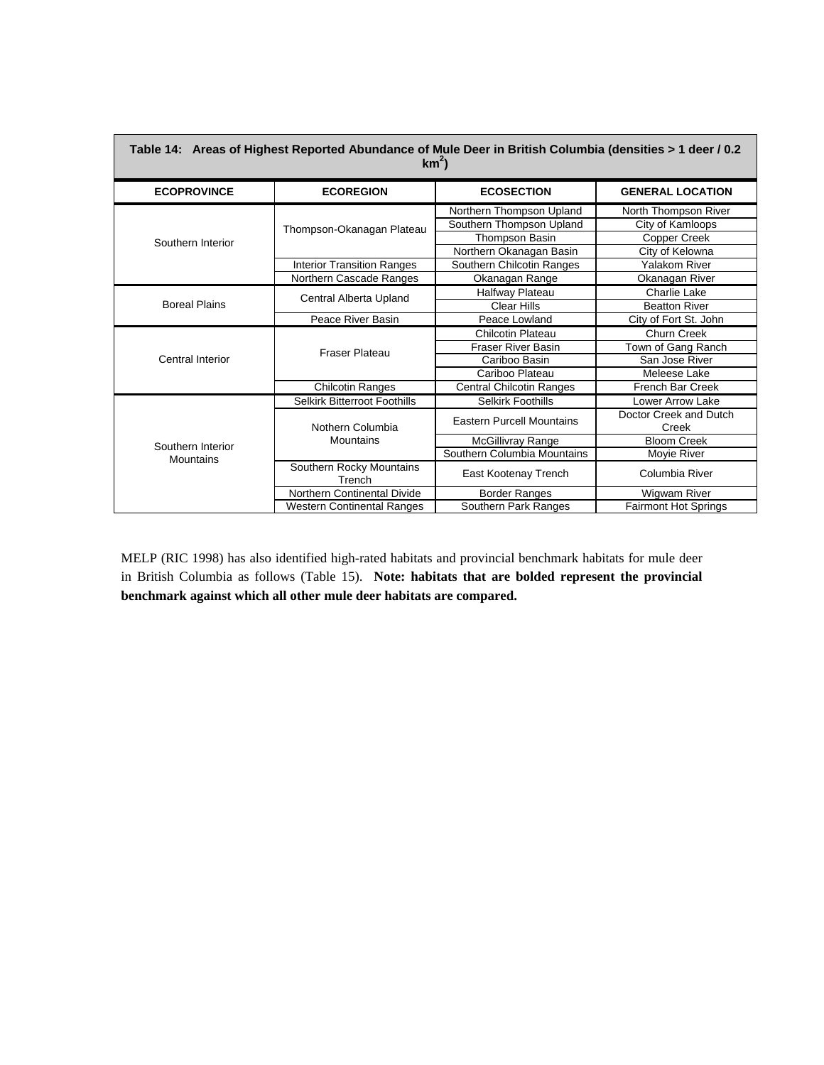**Table 14: Areas of Highest Reported Abundance of Mule Deer in British Columbia (densities > 1 deer / 0.2 km$^2$)**

| ECOPROVINCE | ECOREGION | ECOSECTION | GENERAL LOCATION |
|---|---|---|---|
| Southern Interior | Thompson-Okanagan Plateau | Northern Thompson Upland | North Thompson River |
| | | Southern Thompson Upland | City of Kamloops |
| | | Thompson Basin | Copper Creek |
| | | Northern Okanagan Basin | City of Kelowna |
| | Interior Transition Ranges | Southern Chilcotin Ranges | Yalakom River |
| | Northern Cascade Ranges | Okanagan Range | Okanagan River |
| Boreal Plains | Central Alberta Upland | Halfway Plateau | Charlie Lake |
| | | Clear Hills | Beatton River |
| | Peace River Basin | Peace Lowland | City of Fort St. John |
| Central Interior | Fraser Plateau | Chilcotin Plateau | Churn Creek |
| | | Fraser River Basin | Town of Gang Ranch |
| | | Cariboo Basin | San Jose River |
| | | Cariboo Plateau | Meleese Lake |
| | Chilcotin Ranges | Central Chilcotin Ranges | French Bar Creek |
| Southern Interior Mountains | Selkirk Bitterroot Foothills | Selkirk Foothills | Lower Arrow Lake |
| | Nothern Columbia Mountains | Eastern Purcell Mountains | Doctor Creek and Dutch Creek |
| | | McGillivray Range | Bloom Creek |
| | | Southern Columbia Mountains | Moyie River |
| | Southern Rocky Mountains Trench | East Kootenay Trench | Columbia River |
| | Northern Continental Divide | Border Ranges | Wigwam River |
| | Western Continental Ranges | Southern Park Ranges | Fairmont Hot Springs |

MELP (RIC 1998) has also identified high-rated habitats and provincial benchmark habitats for mule deer in British Columbia as follows (Table 15). **Note: habitats that are bolded represent the provincial benchmark against which all other mule deer habitats are compared.**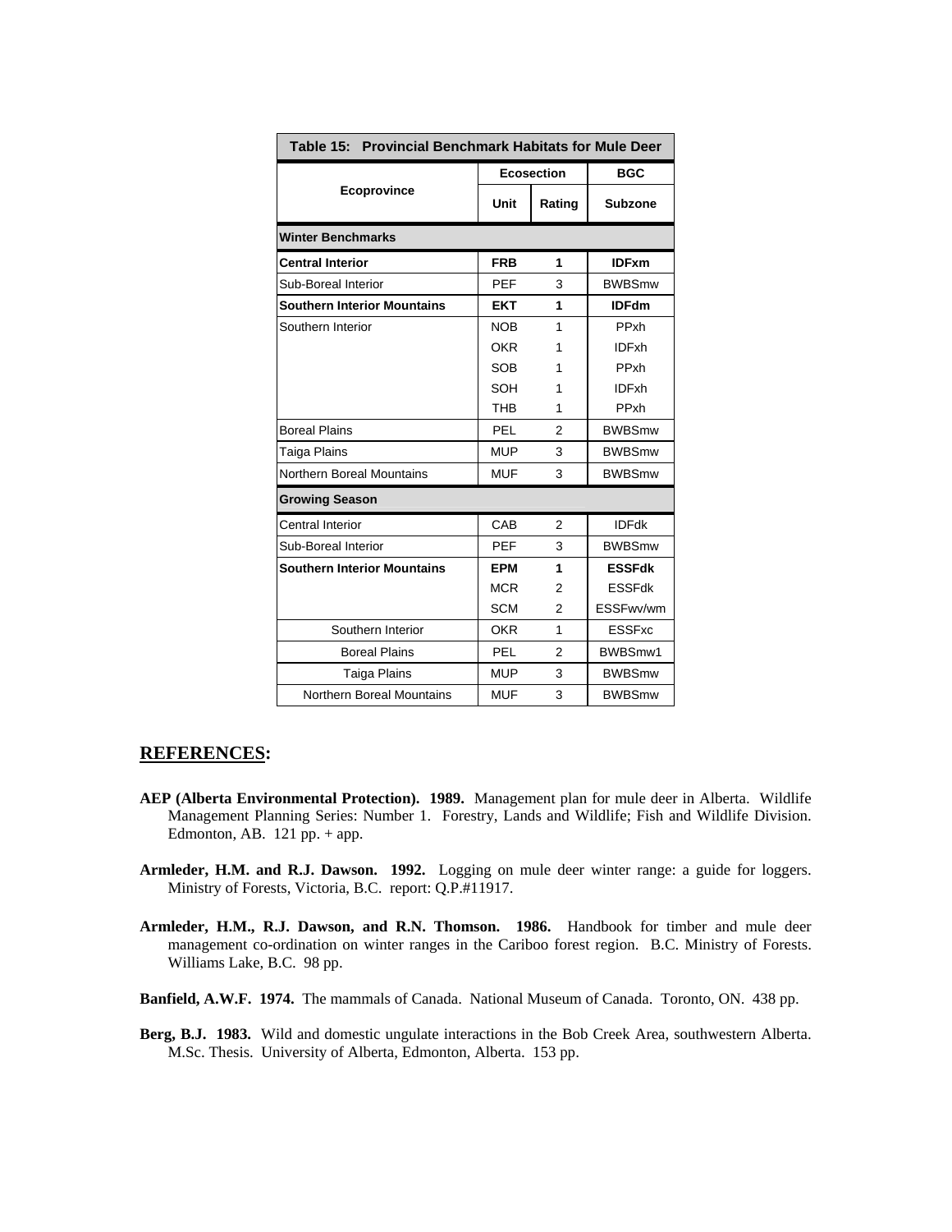**Table 15: Provincial Benchmark Habitats for Mule Deer**

| Ecoprovince | Ecosection | | BGC |
|---|---|---|---|
| | **Unit** | **Rating** | **Subzone** |
| **Winter Benchmarks** | | | |
| **Central Interior** | **FRB** | **1** | **IDFxm** |
| Sub-Boreal Interior | PEF | 3 | BWBSmw |
| **Southern Interior Mountains** | **EKT** | **1** | **IDFdm** |
| Southern Interior | NOB | 1 | PPxh |
| | OKR | 1 | IDFxh |
| | SOB | 1 | PPxh |
| | SOH | 1 | IDFxh |
| | THB | 1 | PPxh |
| Boreal Plains | PEL | 2 | BWBSmw |
| Taiga Plains | MUP | 3 | BWBSmw |
| Northern Boreal Mountains | MUF | 3 | BWBSmw |
| **Growing Season** | | | |
| Central Interior | CAB | 2 | IDFdk |
| Sub-Boreal Interior | PEF | 3 | BWBSmw |
| **Southern Interior Mountains** | **EPM** | **1** | **ESSFdk** |
| | MCR | 2 | ESSFdk |
| | SCM | 2 | ESSFwv/wm |
| Southern Interior | OKR | 1 | ESSFxc |
| Boreal Plains | PEL | 2 | BWBSmw1 |
| Taiga Plains | MUP | 3 | BWBSmw |
| Northern Boreal Mountains | MUF | 3 | BWBSmw |

## REFERENCES:

**AEP (Alberta Environmental Protection). 1989.** Management plan for mule deer in Alberta. Wildlife Management Planning Series: Number 1. Forestry, Lands and Wildlife; Fish and Wildlife Division. Edmonton, AB. 121 pp. + app.

**Armleder, H.M. and R.J. Dawson. 1992.** Logging on mule deer winter range: a guide for loggers. Ministry of Forests, Victoria, B.C. report: Q.P.#11917.

**Armleder, H.M., R.J. Dawson, and R.N. Thomson. 1986.** Handbook for timber and mule deer management co-ordination on winter ranges in the Cariboo forest region. B.C. Ministry of Forests. Williams Lake, B.C. 98 pp.

**Banfield, A.W.F. 1974.** The mammals of Canada. National Museum of Canada. Toronto, ON. 438 pp.

**Berg, B.J. 1983.** Wild and domestic ungulate interactions in the Bob Creek Area, southwestern Alberta. M.Sc. Thesis. University of Alberta, Edmonton, Alberta. 153 pp.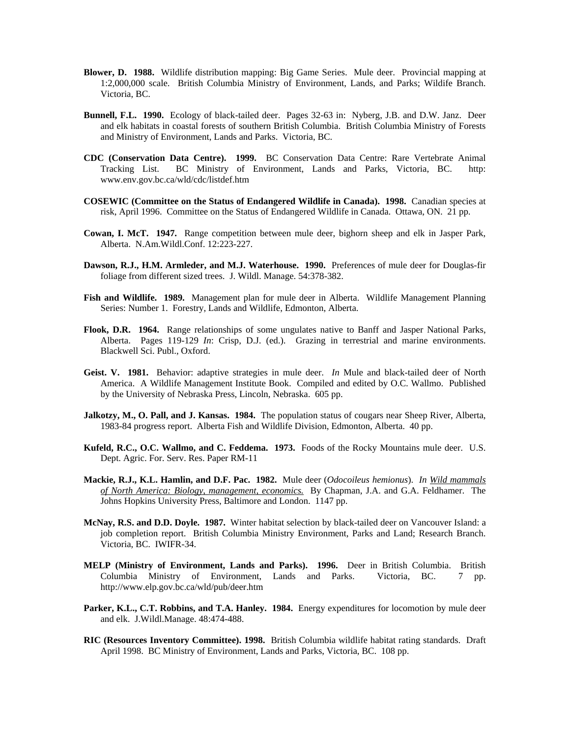**Blower, D. 1988.** Wildlife distribution mapping: Big Game Series. Mule deer. Provincial mapping at 1:2,000,000 scale. British Columbia Ministry of Environment, Lands, and Parks; Wildife Branch. Victoria, BC.

**Bunnell, F.L. 1990.** Ecology of black-tailed deer. Pages 32-63 in: Nyberg, J.B. and D.W. Janz. Deer and elk habitats in coastal forests of southern British Columbia. British Columbia Ministry of Forests and Ministry of Environment, Lands and Parks. Victoria, BC.

**CDC (Conservation Data Centre). 1999.** BC Conservation Data Centre: Rare Vertebrate Animal Tracking List. BC Ministry of Environment, Lands and Parks, Victoria, BC. http: www.env.gov.bc.ca/wld/cdc/listdef.htm

**COSEWIC (Committee on the Status of Endangered Wildlife in Canada). 1998.** Canadian species at risk, April 1996. Committee on the Status of Endangered Wildlife in Canada. Ottawa, ON. 21 pp.

**Cowan, I. McT. 1947.** Range competition between mule deer, bighorn sheep and elk in Jasper Park, Alberta. N.Am.Wildl.Conf. 12:223-227.

**Dawson, R.J., H.M. Armleder, and M.J. Waterhouse. 1990.** Preferences of mule deer for Douglas-fir foliage from different sized trees. J. Wildl. Manage. 54:378-382.

**Fish and Wildlife. 1989.** Management plan for mule deer in Alberta. Wildlife Management Planning Series: Number 1. Forestry, Lands and Wildlife, Edmonton, Alberta.

**Flook, D.R. 1964.** Range relationships of some ungulates native to Banff and Jasper National Parks, Alberta. Pages 119-129 *In*: Crisp, D.J. (ed.). Grazing in terrestrial and marine environments. Blackwell Sci. Publ., Oxford.

**Geist. V. 1981.** Behavior: adaptive strategies in mule deer. *In* Mule and black-tailed deer of North America. A Wildlife Management Institute Book. Compiled and edited by O.C. Wallmo. Published by the University of Nebraska Press, Lincoln, Nebraska. 605 pp.

**Jalkotzy, M., O. Pall, and J. Kansas. 1984.** The population status of cougars near Sheep River, Alberta, 1983-84 progress report. Alberta Fish and Wildlife Division, Edmonton, Alberta. 40 pp.

**Kufeld, R.C., O.C. Wallmo, and C. Feddema. 1973.** Foods of the Rocky Mountains mule deer. U.S. Dept. Agric. For. Serv. Res. Paper RM-11

**Mackie, R.J., K.L. Hamlin, and D.F. Pac. 1982.** Mule deer (*Odocoileus hemionus*). *In Wild mammals of North America: Biology, management, economics.* By Chapman, J.A. and G.A. Feldhamer. The Johns Hopkins University Press, Baltimore and London. 1147 pp.

**McNay, R.S. and D.D. Doyle. 1987.** Winter habitat selection by black-tailed deer on Vancouver Island: a job completion report. British Columbia Ministry Environment, Parks and Land; Research Branch. Victoria, BC. IWIFR-34.

**MELP (Ministry of Environment, Lands and Parks). 1996.** Deer in British Columbia. British Columbia Ministry of Environment, Lands and Parks. Victoria, BC. 7 pp. http://www.elp.gov.bc.ca/wld/pub/deer.htm

**Parker, K.L., C.T. Robbins, and T.A. Hanley. 1984.** Energy expenditures for locomotion by mule deer and elk. J.Wildl.Manage. 48:474-488.

**RIC (Resources Inventory Committee). 1998.** British Columbia wildlife habitat rating standards. Draft April 1998. BC Ministry of Environment, Lands and Parks, Victoria, BC. 108 pp.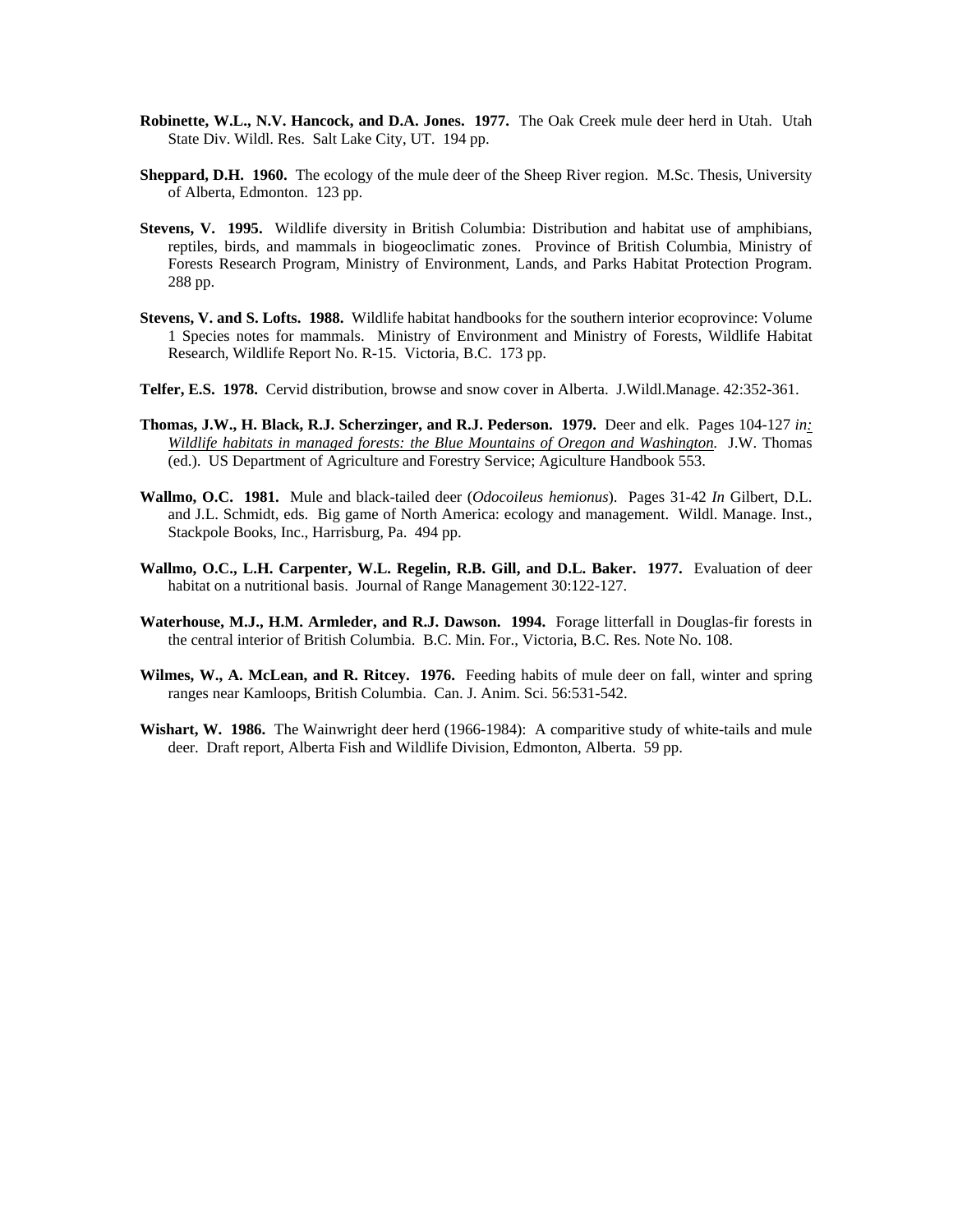**Robinette, W.L., N.V. Hancock, and D.A. Jones. 1977.** The Oak Creek mule deer herd in Utah. Utah State Div. Wildl. Res. Salt Lake City, UT. 194 pp.

**Sheppard, D.H. 1960.** The ecology of the mule deer of the Sheep River region. M.Sc. Thesis, University of Alberta, Edmonton. 123 pp.

**Stevens, V. 1995.** Wildlife diversity in British Columbia: Distribution and habitat use of amphibians, reptiles, birds, and mammals in biogeoclimatic zones. Province of British Columbia, Ministry of Forests Research Program, Ministry of Environment, Lands, and Parks Habitat Protection Program. 288 pp.

**Stevens, V. and S. Lofts. 1988.** Wildlife habitat handbooks for the southern interior ecoprovince: Volume 1 Species notes for mammals. Ministry of Environment and Ministry of Forests, Wildlife Habitat Research, Wildlife Report No. R-15. Victoria, B.C. 173 pp.

**Telfer, E.S. 1978.** Cervid distribution, browse and snow cover in Alberta. J.Wildl.Manage. 42:352-361.

**Thomas, J.W., H. Black, R.J. Scherzinger, and R.J. Pederson. 1979.** Deer and elk. Pages 104-127 *in: Wildlife habitats in managed forests: the Blue Mountains of Oregon and Washington.* J.W. Thomas (ed.). US Department of Agriculture and Forestry Service; Agiculture Handbook 553.

**Wallmo, O.C. 1981.** Mule and black-tailed deer (*Odocoileus hemionus*). Pages 31-42 *In* Gilbert, D.L. and J.L. Schmidt, eds. Big game of North America: ecology and management. Wildl. Manage. Inst., Stackpole Books, Inc., Harrisburg, Pa. 494 pp.

**Wallmo, O.C., L.H. Carpenter, W.L. Regelin, R.B. Gill, and D.L. Baker. 1977.** Evaluation of deer habitat on a nutritional basis. Journal of Range Management 30:122-127.

**Waterhouse, M.J., H.M. Armleder, and R.J. Dawson. 1994.** Forage litterfall in Douglas-fir forests in the central interior of British Columbia. B.C. Min. For., Victoria, B.C. Res. Note No. 108.

**Wilmes, W., A. McLean, and R. Ritcey. 1976.** Feeding habits of mule deer on fall, winter and spring ranges near Kamloops, British Columbia. Can. J. Anim. Sci. 56:531-542.

**Wishart, W. 1986.** The Wainwright deer herd (1966-1984): A comparitive study of white-tails and mule deer. Draft report, Alberta Fish and Wildlife Division, Edmonton, Alberta. 59 pp.